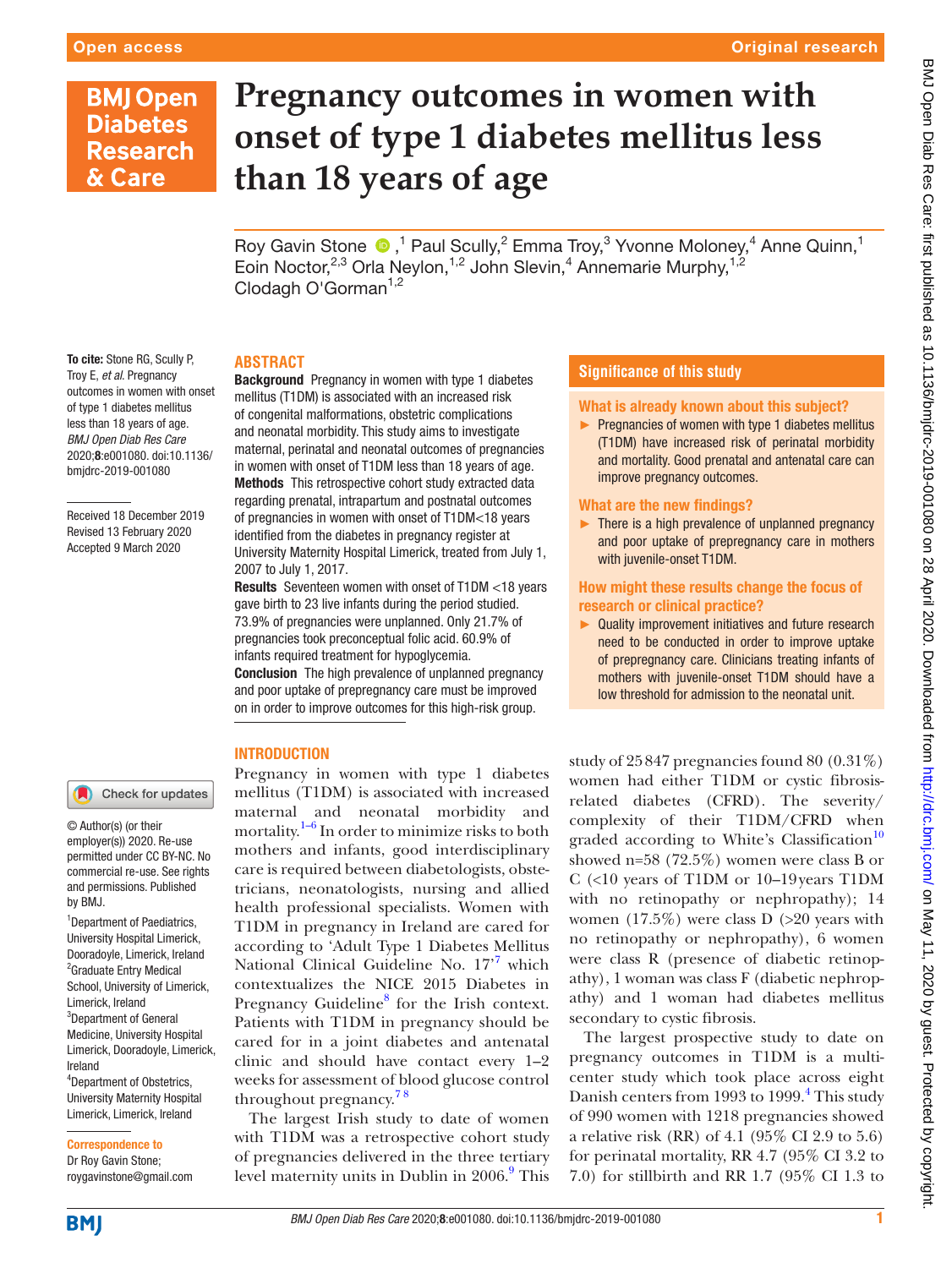Open access

Original research

# Pregnancy outcomes in women with onset of type 1 diabetes mellitus less than 18 years of age

Roy Gavin Stone,[1] Paul Scully,[2] Emma Troy,[3] Yvonne Moloney,[4] Anne Quinn,[1] Eoin Noctor,[2,3] Orla Neylon,[1,2] John Slevin,[4] Annemarie Murphy,[1,2] Clodagh O'Gorman[1,2]

**To cite:** Stone RG, Scully P, Troy E, *et al*. Pregnancy outcomes in women with onset of type 1 diabetes mellitus less than 18 years of age. *BMJ Open Diab Res Care* 2020;**8**:e001080. doi:10.1136/bmjdrc-2019-001080

Received 18 December 2019
Revised 13 February 2020
Accepted 9 March 2020

© Author(s) (or their employer(s)) 2020. Re-use permitted under CC BY-NC. No commercial re-use. See rights and permissions. Published by BMJ.

[1]Department of Paediatrics, University Hospital Limerick, Dooradoyle, Limerick, Ireland
[2]Graduate Entry Medical School, University of Limerick, Limerick, Ireland
[3]Department of General Medicine, University Hospital Limerick, Dooradoyle, Limerick, Ireland
[4]Department of Obstetrics, University Maternity Hospital Limerick, Limerick, Ireland

**Correspondence to**
Dr Roy Gavin Stone; roygavinstone@gmail.com

## ABSTRACT

**Background** Pregnancy in women with type 1 diabetes mellitus (T1DM) is associated with an increased risk of congenital malformations, obstetric complications and neonatal morbidity. This study aims to investigate maternal, perinatal and neonatal outcomes of pregnancies in women with onset of T1DM less than 18 years of age.

**Methods** This retrospective cohort study extracted data regarding prenatal, intrapartum and postnatal outcomes of pregnancies in women with onset of T1DM<18 years identified from the diabetes in pregnancy register at University Maternity Hospital Limerick, treated from July 1, 2007 to July 1, 2017.

**Results** Seventeen women with onset of T1DM <18 years gave birth to 23 live infants during the period studied. 73.9% of pregnancies were unplanned. Only 21.7% of pregnancies took preconceptual folic acid. 60.9% of infants required treatment for hypoglycemia.

**Conclusion** The high prevalence of unplanned pregnancy and poor uptake of prepregnancy care must be improved on in order to improve outcomes for this high-risk group.

## Significance of this study

### What is already known about this subject?

- Pregnancies of women with type 1 diabetes mellitus (T1DM) have increased risk of perinatal morbidity and mortality. Good prenatal and antenatal care can improve pregnancy outcomes.

### What are the new findings?

- There is a high prevalence of unplanned pregnancy and poor uptake of prepregnancy care in mothers with juvenile-onset T1DM.

### How might these results change the focus of research or clinical practice?

- Quality improvement initiatives and future research need to be conducted in order to improve uptake of prepregnancy care. Clinicians treating infants of mothers with juvenile-onset T1DM should have a low threshold for admission to the neonatal unit.

## INTRODUCTION

Pregnancy in women with type 1 diabetes mellitus (T1DM) is associated with increased maternal and neonatal morbidity and mortality.[1–6] In order to minimize risks to both mothers and infants, good interdisciplinary care is required between diabetologists, obstetricians, neonatologists, nursing and allied health professional specialists. Women with T1DM in pregnancy in Ireland are cared for according to 'Adult Type 1 Diabetes Mellitus National Clinical Guideline No. 17'[7] which contextualizes the NICE 2015 Diabetes in Pregnancy Guideline[8] for the Irish context. Patients with T1DM in pregnancy should be cared for in a joint diabetes and antenatal clinic and should have contact every 1–2 weeks for assessment of blood glucose control throughout pregnancy.[7,8]

The largest Irish study to date of women with T1DM was a retrospective cohort study of pregnancies delivered in the three tertiary level maternity units in Dublin in 2006.[9] This study of 25 847 pregnancies found 80 (0.31%) women had either T1DM or cystic fibrosis-related diabetes (CFRD). The severity/complexity of their T1DM/CFRD when graded according to White's Classification[10] showed n=58 (72.5%) women were class B or C (<10 years of T1DM or 10–19 years T1DM with no retinopathy or nephropathy); 14 women (17.5%) were class D (>20 years with no retinopathy or nephropathy), 6 women were class R (presence of diabetic retinopathy), 1 woman was class F (diabetic nephropathy) and 1 woman had diabetes mellitus secondary to cystic fibrosis.

The largest prospective study to date on pregnancy outcomes in T1DM is a multicenter study which took place across eight Danish centers from 1993 to 1999.[4] This study of 990 women with 1218 pregnancies showed a relative risk (RR) of 4.1 (95% CI 2.9 to 5.6) for perinatal mortality, RR 4.7 (95% CI 3.2 to 7.0) for stillbirth and RR 1.7 (95% CI 1.3 to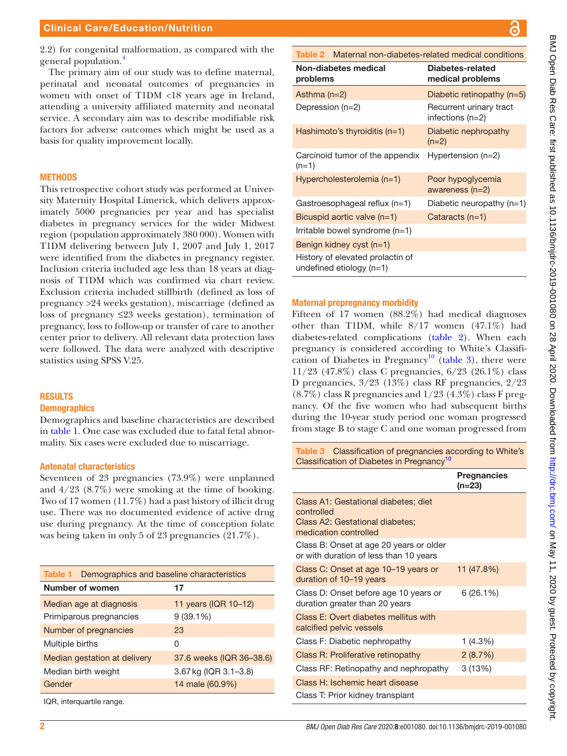2.2) for congenital malformation, as compared with the general population.[4]

The primary aim of our study was to define maternal, perinatal and neonatal outcomes of pregnancies in women with onset of T1DM <18 years age in Ireland, attending a university affiliated maternity and neonatal service. A secondary aim was to describe modifiable risk factors for adverse outcomes which might be used as a basis for quality improvement locally.

## METHODS

This retrospective cohort study was performed at University Maternity Hospital Limerick, which delivers approximately 5000 pregnancies per year and has specialist diabetes in pregnancy services for the wider Midwest region (population approximately 380 000). Women with T1DM delivering between July 1, 2007 and July 1, 2017 were identified from the diabetes in pregnancy register. Inclusion criteria included age less than 18 years at diagnosis of T1DM which was confirmed via chart review. Exclusion criteria included stillbirth (defined as loss of pregnancy >24 weeks gestation), miscarriage (defined as loss of pregnancy ≤23 weeks gestation), termination of pregnancy, loss to follow-up or transfer of care to another center prior to delivery. All relevant data protection laws were followed. The data were analyzed with descriptive statistics using SPSS V.25.

## RESULTS

### Demographics

Demographics and baseline characteristics are described in table 1. One case was excluded due to fatal fetal abnormality. Six cases were excluded due to miscarriage.

### Antenatal characteristics

Seventeen of 23 pregnancies (73.9%) were unplanned and 4/23 (8.7%) were smoking at the time of booking. Two of 17 women (11.7%) had a past history of illicit drug use. There was no documented evidence of active drug use during pregnancy. At the time of conception folate was being taken in only 5 of 23 pregnancies (21.7%).

**Table 1** Demographics and baseline characteristics

| Number of women | 17 |
|---|---|
| Median age at diagnosis | 11 years (IQR 10–12) |
| Primiparous pregnancies | 9 (39.1%) |
| Number of pregnancies | 23 |
| Multiple births | 0 |
| Median gestation at delivery | 37.6 weeks (IQR 36–38.6) |
| Median birth weight | 3.67 kg (IQR 3.1–3.8) |
| Gender | 14 male (60.9%) |

IQR, interquartile range.

**Table 2** Maternal non-diabetes-related medical conditions

| Non-diabetes medical problems | Diabetes-related medical problems |
|---|---|
| Asthma (n=2) | Diabetic retinopathy (n=5) |
| Depression (n=2) | Recurrent urinary tract infections (n=2) |
| Hashimoto's thyroiditis (n=1) | Diabetic nephropathy (n=2) |
| Carcinoid tumor of the appendix (n=1) | Hypertension (n=2) |
| Hypercholesterolemia (n=1) | Poor hypoglycemia awareness (n=2) |
| Gastroesophageal reflux (n=1) | Diabetic neuropathy (n=1) |
| Bicuspid aortic valve (n=1) | Cataracts (n=1) |
| Irritable bowel syndrome (n=1) | |
| Benign kidney cyst (n=1) | |
| History of elevated prolactin of undefined etiology (n=1) | |

### Maternal prepregnancy morbidity

Fifteen of 17 women (88.2%) had medical diagnoses other than T1DM, while 8/17 women (47.1%) had diabetes-related complications (table 2). When each pregnancy is considered according to White's Classification of Diabetes in Pregnancy[10] (table 3), there were 11/23 (47.8%) class C pregnancies, 6/23 (26.1%) class D pregnancies, 3/23 (13%) class RF pregnancies, 2/23 (8.7%) class R pregnancies and 1/23 (4.3%) class F pregnancy. Of the five women who had subsequent births during the 10-year study period one woman progressed from stage B to stage C and one woman progressed from

**Table 3** Classification of pregnancies according to White's Classification of Diabetes in Pregnancy[10]

| | Pregnancies (n=23) |
|---|---|
| Class A1: Gestational diabetes; diet controlled<br>Class A2: Gestational diabetes; medication controlled | |
| Class B: Onset at age 20 years or older or with duration of less than 10 years | |
| Class C: Onset at age 10–19 years or duration of 10–19 years | 11 (47.8%) |
| Class D: Onset before age 10 years or duration greater than 20 years | 6 (26.1%) |
| Class E: Overt diabetes mellitus with calcified pelvic vessels | |
| Class F: Diabetic nephropathy | 1 (4.3%) |
| Class R: Proliferative retinopathy | 2 (8.7%) |
| Class RF: Retinopathy and nephropathy | 3 (13%) |
| Class H: Ischemic heart disease | |
| Class T: Prior kidney transplant | |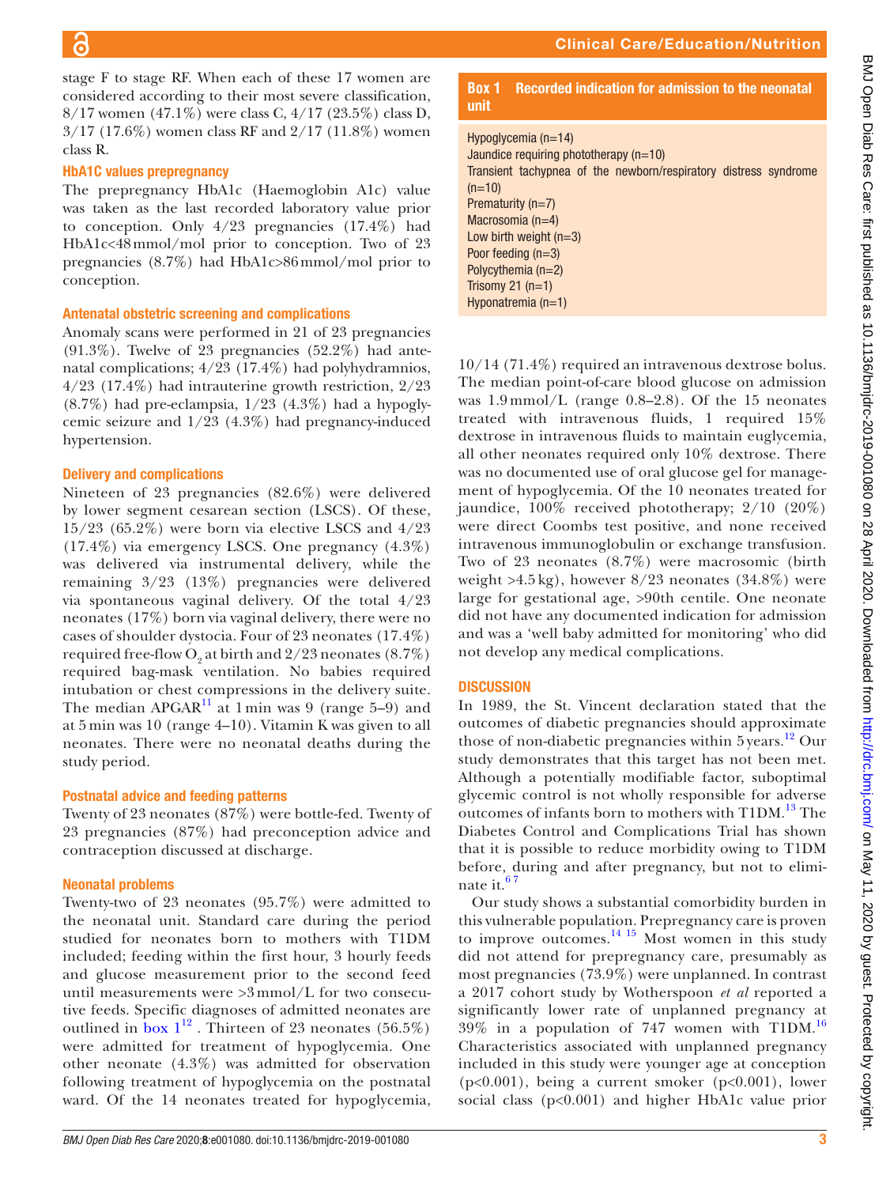stage F to stage RF. When each of these 17 women are considered according to their most severe classification, 8/17 women (47.1%) were class C, 4/17 (23.5%) class D, 3/17 (17.6%) women class RF and 2/17 (11.8%) women class R.

### HbA1C values prepregnancy

The prepregnancy HbA1c (Haemoglobin A1c) value was taken as the last recorded laboratory value prior to conception. Only 4/23 pregnancies (17.4%) had HbA1c<48 mmol/mol prior to conception. Two of 23 pregnancies (8.7%) had HbA1c>86 mmol/mol prior to conception.

### Antenatal obstetric screening and complications

Anomaly scans were performed in 21 of 23 pregnancies (91.3%). Twelve of 23 pregnancies (52.2%) had antenatal complications; 4/23 (17.4%) had polyhydramnios, 4/23 (17.4%) had intrauterine growth restriction, 2/23 (8.7%) had pre-eclampsia, 1/23 (4.3%) had a hypoglycemic seizure and 1/23 (4.3%) had pregnancy-induced hypertension.

### Delivery and complications

Nineteen of 23 pregnancies (82.6%) were delivered by lower segment cesarean section (LSCS). Of these, 15/23 (65.2%) were born via elective LSCS and 4/23 (17.4%) via emergency LSCS. One pregnancy (4.3%) was delivered via instrumental delivery, while the remaining 3/23 (13%) pregnancies were delivered via spontaneous vaginal delivery. Of the total 4/23 neonates (17%) born via vaginal delivery, there were no cases of shoulder dystocia. Four of 23 neonates (17.4%) required free-flow $O_2$ at birth and 2/23 neonates (8.7%) required bag-mask ventilation. No babies required intubation or chest compressions in the delivery suite. The median APGAR[11] at 1 min was 9 (range 5–9) and at 5 min was 10 (range 4–10). Vitamin K was given to all neonates. There were no neonatal deaths during the study period.

### Postnatal advice and feeding patterns

Twenty of 23 neonates (87%) were bottle-fed. Twenty of 23 pregnancies (87%) had preconception advice and contraception discussed at discharge.

### Neonatal problems

Twenty-two of 23 neonates (95.7%) were admitted to the neonatal unit. Standard care during the period studied for neonates born to mothers with T1DM included; feeding within the first hour, 3 hourly feeds and glucose measurement prior to the second feed until measurements were >3 mmol/L for two consecutive feeds. Specific diagnoses of admitted neonates are outlined in box 1[12]. Thirteen of 23 neonates (56.5%) were admitted for treatment of hypoglycemia. One other neonate (4.3%) was admitted for observation following treatment of hypoglycemia on the postnatal ward. Of the 14 neonates treated for hypoglycemia, 10/14 (71.4%) required an intravenous dextrose bolus. The median point-of-care blood glucose on admission was 1.9 mmol/L (range 0.8–2.8). Of the 15 neonates treated with intravenous fluids, 1 required 15% dextrose in intravenous fluids to maintain euglycemia, all other neonates required only 10% dextrose. There was no documented use of oral glucose gel for management of hypoglycemia. Of the 10 neonates treated for jaundice, 100% received phototherapy; 2/10 (20%) were direct Coombs test positive, and none received intravenous immunoglobulin or exchange transfusion. Two of 23 neonates (8.7%) were macrosomic (birth weight >4.5 kg), however 8/23 neonates (34.8%) were large for gestational age, >90th centile. One neonate did not have any documented indication for admission and was a 'well baby admitted for monitoring' who did not develop any medical complications.

**Box 1 Recorded indication for admission to the neonatal unit**

- Hypoglycemia (n=14)
- Jaundice requiring phototherapy (n=10)
- Transient tachypnea of the newborn/respiratory distress syndrome (n=10)
- Prematurity (n=7)
- Macrosomia (n=4)
- Low birth weight (n=3)
- Poor feeding (n=3)
- Polycythemia (n=2)
- Trisomy 21 (n=1)
- Hyponatremia (n=1)

## DISCUSSION

In 1989, the St. Vincent declaration stated that the outcomes of diabetic pregnancies should approximate those of non-diabetic pregnancies within 5 years.[12] Our study demonstrates that this target has not been met. Although a potentially modifiable factor, suboptimal glycemic control is not wholly responsible for adverse outcomes of infants born to mothers with T1DM.[13] The Diabetes Control and Complications Trial has shown that it is possible to reduce morbidity owing to T1DM before, during and after pregnancy, but not to eliminate it.[6,7]

Our study shows a substantial comorbidity burden in this vulnerable population. Prepregnancy care is proven to improve outcomes.[14,15] Most women in this study did not attend for prepregnancy care, presumably as most pregnancies (73.9%) were unplanned. In contrast a 2017 cohort study by Wotherspoon *et al* reported a significantly lower rate of unplanned pregnancy at 39% in a population of 747 women with T1DM.[16] Characteristics associated with unplanned pregnancy included in this study were younger age at conception (p<0.001), being a current smoker (p<0.001), lower social class (p<0.001) and higher HbA1c value prior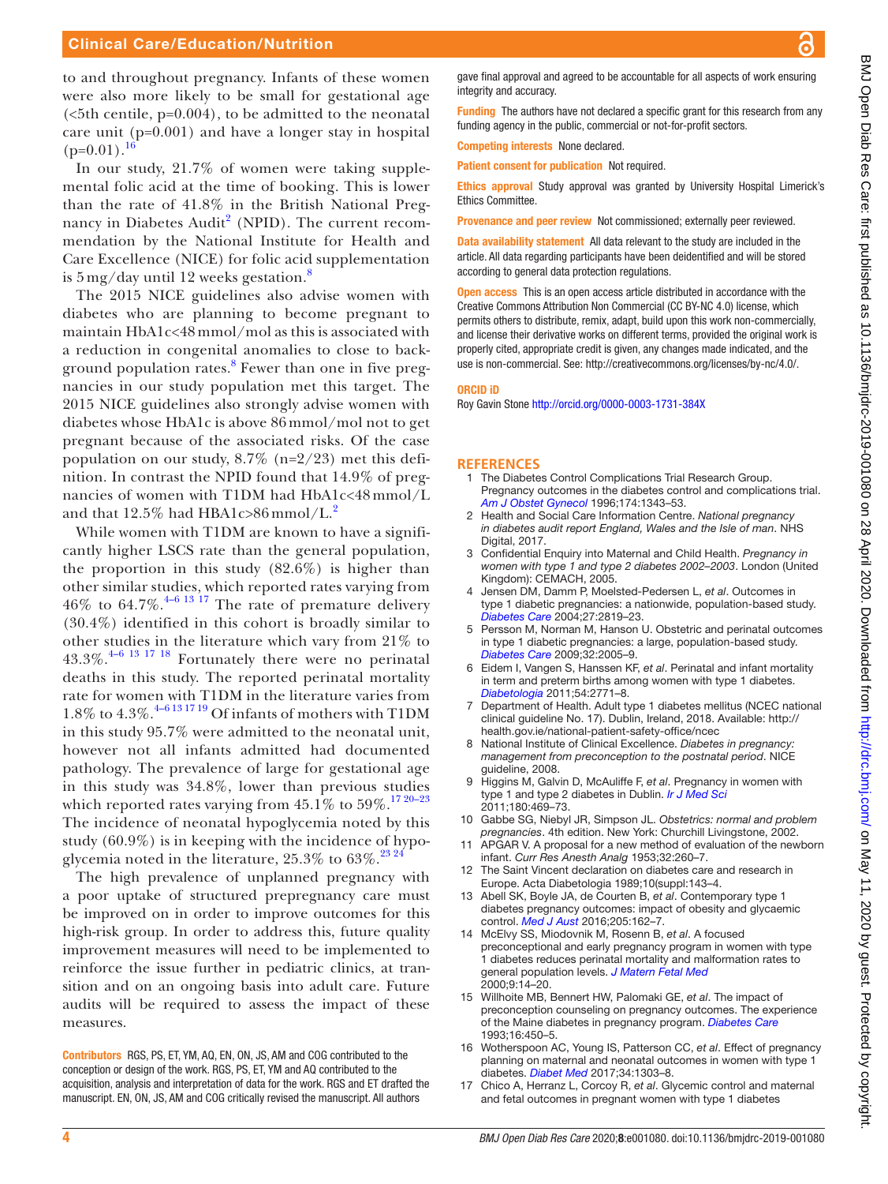to and throughout pregnancy. Infants of these women were also more likely to be small for gestational age (<5th centile, p=0.004), to be admitted to the neonatal care unit (p=0.001) and have a longer stay in hospital (p=0.01).[16]

In our study, 21.7% of women were taking supplemental folic acid at the time of booking. This is lower than the rate of 41.8% in the British National Pregnancy in Diabetes Audit[2] (NPID). The current recommendation by the National Institute for Health and Care Excellence (NICE) for folic acid supplementation is 5 mg/day until 12 weeks gestation.[8]

The 2015 NICE guidelines also advise women with diabetes who are planning to become pregnant to maintain HbA1c<48 mmol/mol as this is associated with a reduction in congenital anomalies to close to background population rates.[8] Fewer than one in five pregnancies in our study population met this target. The 2015 NICE guidelines also strongly advise women with diabetes whose HbA1c is above 86 mmol/mol not to get pregnant because of the associated risks. Of the case population on our study, 8.7% (n=2/23) met this definition. In contrast the NPID found that 14.9% of pregnancies of women with T1DM had HbA1c<48 mmol/L and that 12.5% had HBA1c>86 mmol/L.[2]

While women with T1DM are known to have a significantly higher LSCS rate than the general population, the proportion in this study (82.6%) is higher than other similar studies, which reported rates varying from 46% to 64.7%.[4–6 13 17] The rate of premature delivery (30.4%) identified in this cohort is broadly similar to other studies in the literature which vary from 21% to 43.3%.[4–6 13 17 18] Fortunately there were no perinatal deaths in this study. The reported perinatal mortality rate for women with T1DM in the literature varies from 1.8% to 4.3%.[4–6 13 17 19] Of infants of mothers with T1DM in this study 95.7% were admitted to the neonatal unit, however not all infants admitted had documented pathology. The prevalence of large for gestational age in this study was 34.8%, lower than previous studies which reported rates varying from 45.1% to 59%.[17 20–23] The incidence of neonatal hypoglycemia noted by this study (60.9%) is in keeping with the incidence of hypoglycemia noted in the literature, 25.3% to 63%.[23 24]

The high prevalence of unplanned pregnancy with a poor uptake of structured prepregnancy care must be improved on in order to improve outcomes for this high-risk group. In order to address this, future quality improvement measures will need to be implemented to reinforce the issue further in pediatric clinics, at transition and on an ongoing basis into adult care. Future audits will be required to assess the impact of these measures.

**Contributors** RGS, PS, ET, YM, AQ, EN, ON, JS, AM and COG contributed to the conception or design of the work. RGS, PS, ET, YM and AQ contributed to the acquisition, analysis and interpretation of data for the work. RGS and ET drafted the manuscript. EN, ON, JS, AM and COG critically revised the manuscript. All authors gave final approval and agreed to be accountable for all aspects of work ensuring integrity and accuracy.

**Funding** The authors have not declared a specific grant for this research from any funding agency in the public, commercial or not-for-profit sectors.

**Competing interests** None declared.

**Patient consent for publication** Not required.

**Ethics approval** Study approval was granted by University Hospital Limerick's Ethics Committee.

**Provenance and peer review** Not commissioned; externally peer reviewed.

**Data availability statement** All data relevant to the study are included in the article. All data regarding participants have been deidentified and will be stored according to general data protection regulations.

**Open access** This is an open access article distributed in accordance with the Creative Commons Attribution Non Commercial (CC BY-NC 4.0) license, which permits others to distribute, remix, adapt, build upon this work non-commercially, and license their derivative works on different terms, provided the original work is properly cited, appropriate credit is given, any changes made indicated, and the use is non-commercial. See: http://creativecommons.org/licenses/by-nc/4.0/.

**ORCID iD**

Roy Gavin Stone http://orcid.org/0000-0003-1731-384X

## REFERENCES

1. The Diabetes Control Complications Trial Research Group. Pregnancy outcomes in the diabetes control and complications trial. *Am J Obstet Gynecol* 1996;174:1343–53.
2. Health and Social Care Information Centre. *National pregnancy in diabetes audit report England, Wales and the Isle of man*. NHS Digital, 2017.
3. Confidential Enquiry into Maternal and Child Health. *Pregnancy in women with type 1 and type 2 diabetes 2002–2003*. London (United Kingdom): CEMACH, 2005.
4. Jensen DM, Damm P, Moelsted-Pedersen L, *et al*. Outcomes in type 1 diabetic pregnancies: a nationwide, population-based study. *Diabetes Care* 2004;27:2819–23.
5. Persson M, Norman M, Hanson U. Obstetric and perinatal outcomes in type 1 diabetic pregnancies: a large, population-based study. *Diabetes Care* 2009;32:2005–9.
6. Eidem I, Vangen S, Hanssen KF, *et al*. Perinatal and infant mortality in term and preterm births among women with type 1 diabetes. *Diabetologia* 2011;54:2771–8.
7. Department of Health. Adult type 1 diabetes mellitus (NCEC national clinical guideline No. 17). Dublin, Ireland, 2018. Available: http://health.gov.ie/national-patient-safety-office/ncec
8. National Institute of Clinical Excellence. *Diabetes in pregnancy: management from preconception to the postnatal period*. NICE guideline, 2008.
9. Higgins M, Galvin D, McAuliffe F, *et al*. Pregnancy in women with type 1 and type 2 diabetes in Dublin. *Ir J Med Sci* 2011;180:469–73.
10. Gabbe SG, Niebyl JR, Simpson JL. *Obstetrics: normal and problem pregnancies*. 4th edition. New York: Churchill Livingstone, 2002.
11. APGAR V. A proposal for a new method of evaluation of the newborn infant. *Curr Res Anesth Analg* 1953;32:260–7.
12. The Saint Vincent declaration on diabetes care and research in Europe. Acta Diabetologia 1989;10(suppl:143–4.
13. Abell SK, Boyle JA, de Courten B, *et al*. Contemporary type 1 diabetes pregnancy outcomes: impact of obesity and glycaemic control. *Med J Aust* 2016;205:162–7.
14. McElvy SS, Miodovnik M, Rosenn B, *et al*. A focused preconceptional and early pregnancy program in women with type 1 diabetes reduces perinatal mortality and malformation rates to general population levels. *J Matern Fetal Med* 2000;9:14–20.
15. Willhoite MB, Bennert HW, Palomaki GE, *et al*. The impact of preconception counseling on pregnancy outcomes. The experience of the Maine diabetes in pregnancy program. *Diabetes Care* 1993;16:450–5.
16. Wotherspoon AC, Young IS, Patterson CC, *et al*. Effect of pregnancy planning on maternal and neonatal outcomes in women with type 1 diabetes. *Diabet Med* 2017;34:1303–8.
17. Chico A, Herranz L, Corcoy R, *et al*. Glycemic control and maternal and fetal outcomes in pregnant women with type 1 diabetes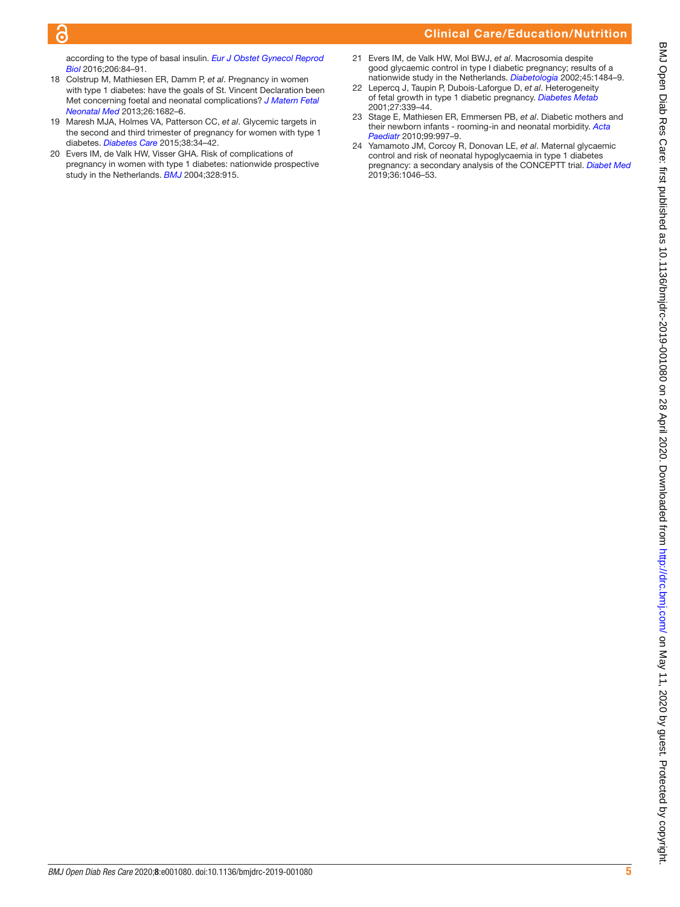according to the type of basal insulin. *Eur J Obstet Gynecol Reprod Biol* 2016;206:84–91.

18 Colstrup M, Mathiesen ER, Damm P, *et al*. Pregnancy in women with type 1 diabetes: have the goals of St. Vincent Declaration been Met concerning foetal and neonatal complications? *J Matern Fetal Neonatal Med* 2013;26:1682–6.

19 Maresh MJA, Holmes VA, Patterson CC, *et al*. Glycemic targets in the second and third trimester of pregnancy for women with type 1 diabetes. *Diabetes Care* 2015;38:34–42.

20 Evers IM, de Valk HW, Visser GHA. Risk of complications of pregnancy in women with type 1 diabetes: nationwide prospective study in the Netherlands. *BMJ* 2004;328:915.

21 Evers IM, de Valk HW, Mol BWJ, *et al*. Macrosomia despite good glycaemic control in type I diabetic pregnancy; results of a nationwide study in the Netherlands. *Diabetologia* 2002;45:1484–9.

22 Lepercq J, Taupin P, Dubois-Laforgue D, *et al*. Heterogeneity of fetal growth in type 1 diabetic pregnancy. *Diabetes Metab* 2001;27:339–44.

23 Stage E, Mathiesen ER, Emmersen PB, *et al*. Diabetic mothers and their newborn infants - rooming-in and neonatal morbidity. *Acta Paediatr* 2010;99:997–9.

24 Yamamoto JM, Corcoy R, Donovan LE, *et al*. Maternal glycaemic control and risk of neonatal hypoglycaemia in type 1 diabetes pregnancy: a secondary analysis of the CONCEPTT trial. *Diabet Med* 2019;36:1046–53.